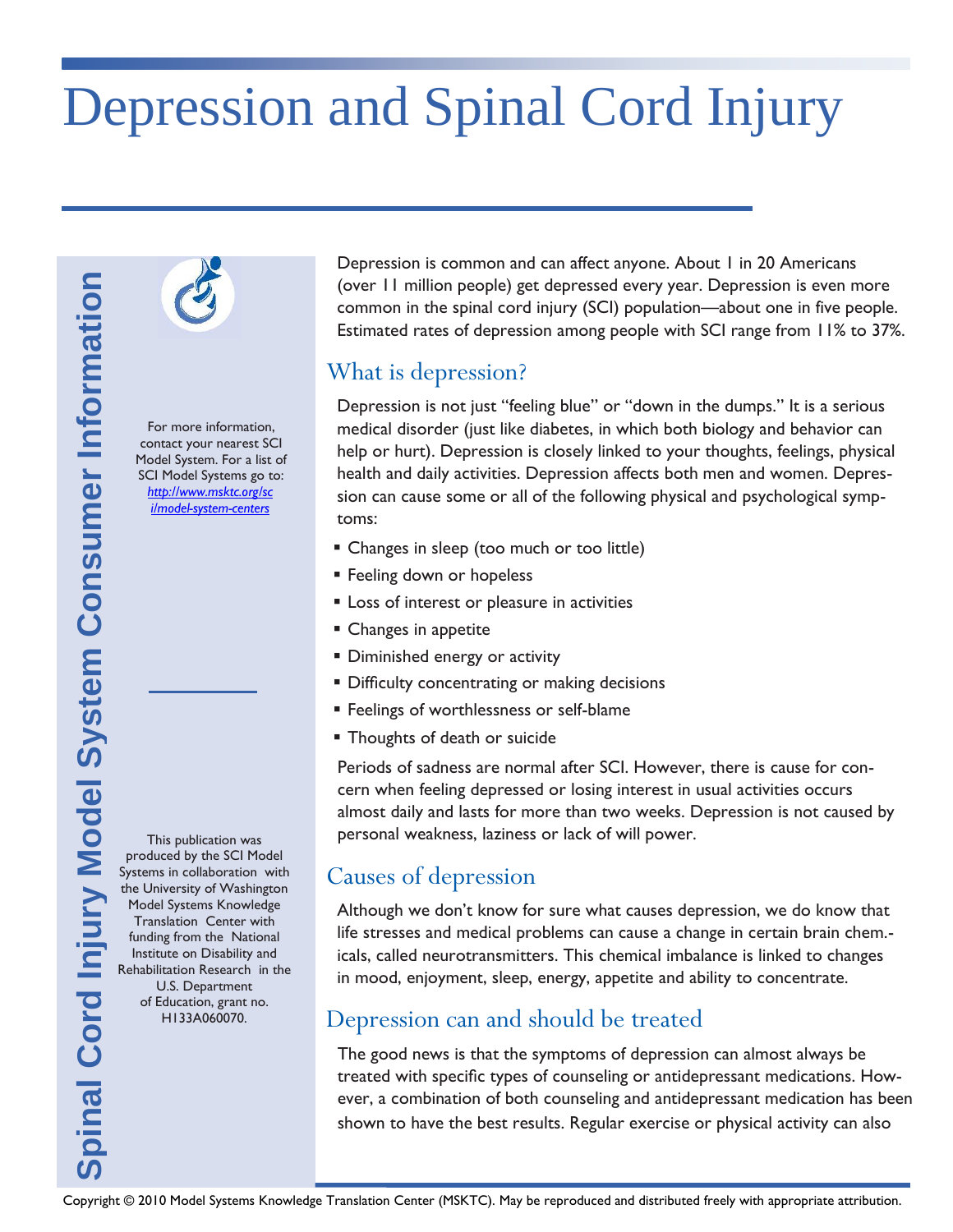# Depression and Spinal Cord Injury

Spinal Cord Injury Model System Consumer Information

For more information, contact your nearest SCI Model System. For a list of SCI Model Systems go to: http://www.msktc.org/sci/model-system-centers

This publication was produced by the SCI Model Systems in collaboration with the University of Washington Model Systems Knowledge Translation Center with funding from the National Institute on Disability and Rehabilitation Research in the U.S. Department of Education, grant no. H133A060070.

Depression is common and can affect anyone. About 1 in 20 Americans (over 11 million people) get depressed every year. Depression is even more common in the spinal cord injury (SCI) population—about one in five people. Estimated rates of depression among people with SCI range from 11% to 37%.

## What is depression?

Depression is not just "feeling blue" or "down in the dumps." It is a serious medical disorder (just like diabetes, in which both biology and behavior can help or hurt). Depression is closely linked to your thoughts, feelings, physical health and daily activities. Depression affects both men and women. Depression can cause some or all of the following physical and psychological symptoms:

- Changes in sleep (too much or too little)
- Feeling down or hopeless
- Loss of interest or pleasure in activities
- Changes in appetite
- Diminished energy or activity
- Difficulty concentrating or making decisions
- Feelings of worthlessness or self-blame
- Thoughts of death or suicide

Periods of sadness are normal after SCI. However, there is cause for concern when feeling depressed or losing interest in usual activities occurs almost daily and lasts for more than two weeks. Depression is not caused by personal weakness, laziness or lack of will power.

## Causes of depression

Although we don't know for sure what causes depression, we do know that life stresses and medical problems can cause a change in certain brain chemicals, called neurotransmitters. This chemical imbalance is linked to changes in mood, enjoyment, sleep, energy, appetite and ability to concentrate.

## Depression can and should be treated

The good news is that the symptoms of depression can almost always be treated with specific types of counseling or antidepressant medications. However, a combination of both counseling and antidepressant medication has been shown to have the best results. Regular exercise or physical activity can also

Copyright © 2010 Model Systems Knowledge Translation Center (MSKTC). May be reproduced and distributed freely with appropriate attribution.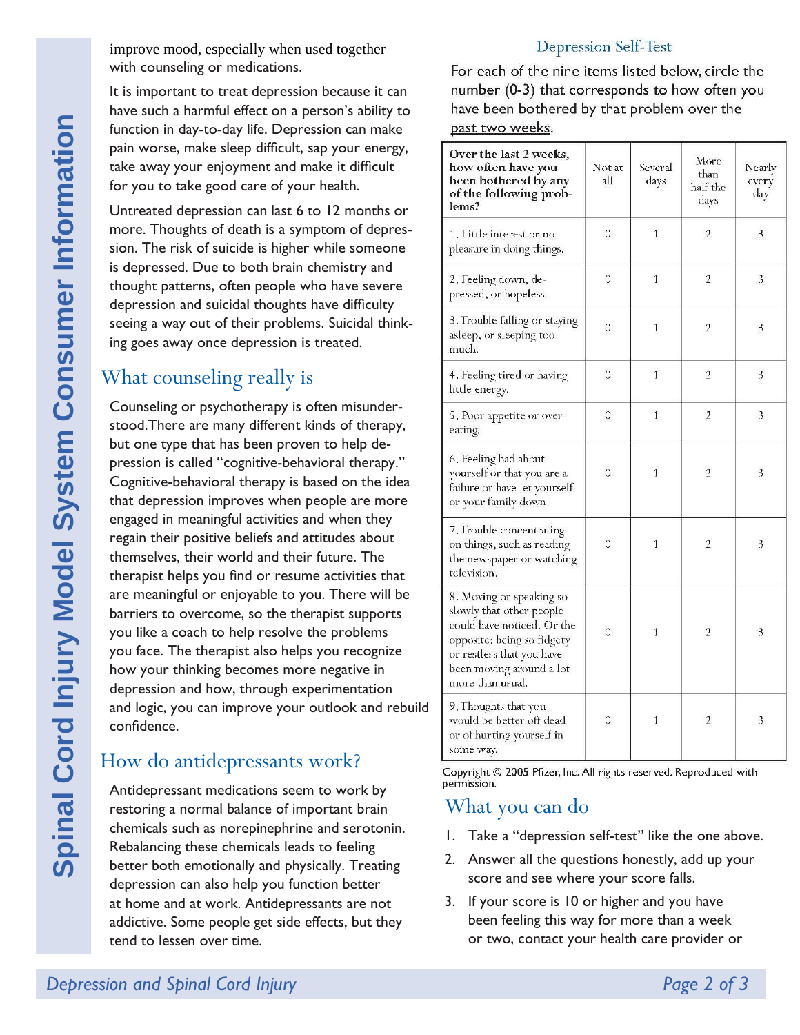improve mood, especially when used together with counseling or medications.

It is important to treat depression because it can have such a harmful effect on a person's ability to function in day-to-day life. Depression can make pain worse, make sleep difficult, sap your energy, take away your enjoyment and make it difficult for you to take good care of your health.

Untreated depression can last 6 to 12 months or more. Thoughts of death is a symptom of depression. The risk of suicide is higher while someone is depressed. Due to both brain chemistry and thought patterns, often people who have severe depression and suicidal thoughts have difficulty seeing a way out of their problems. Suicidal thinking goes away once depression is treated.

## What counseling really is

Counseling or psychotherapy is often misunderstood.There are many different kinds of therapy, but one type that has been proven to help depression is called "cognitive-behavioral therapy." Cognitive-behavioral therapy is based on the idea that depression improves when people are more engaged in meaningful activities and when they regain their positive beliefs and attitudes about themselves, their world and their future. The therapist helps you find or resume activities that are meaningful or enjoyable to you. There will be barriers to overcome, so the therapist supports you like a coach to help resolve the problems you face. The therapist also helps you recognize how your thinking becomes more negative in depression and how, through experimentation and logic, you can improve your outlook and rebuild confidence.

## How do antidepressants work?

Antidepressant medications seem to work by restoring a normal balance of important brain chemicals such as norepinephrine and serotonin. Rebalancing these chemicals leads to feeling better both emotionally and physically. Treating depression can also help you function better at home and at work. Antidepressants are not addictive. Some people get side effects, but they tend to lessen over time.

### Depression Self-Test

For each of the nine items listed below, circle the number (0-3) that corresponds to how often you have been bothered by that problem over the past two weeks.

| **Over the last 2 weeks, how often have you been bothered by any of the following problems?** | Not at all | Several days | More than half the days | Nearly every day |
|---|---|---|---|---|
| 1. Little interest or no pleasure in doing things. | 0 | 1 | 2 | 3 |
| 2. Feeling down, depressed, or hopeless. | 0 | 1 | 2 | 3 |
| 3. Trouble falling or staying asleep, or sleeping too much. | 0 | 1 | 2 | 3 |
| 4. Feeling tired or having little energy. | 0 | 1 | 2 | 3 |
| 5. Poor appetite or overeating. | 0 | 1 | 2 | 3 |
| 6. Feeling bad about yourself or that you are a failure or have let yourself or your family down. | 0 | 1 | 2 | 3 |
| 7. Trouble concentrating on things, such as reading the newspaper or watching television. | 0 | 1 | 2 | 3 |
| 8. Moving or speaking so slowly that other people could have noticed. Or the opposite: being so fidgety or restless that you have been moving around a lot more than usual. | 0 | 1 | 2 | 3 |
| 9. Thoughts that you would be better off dead or of hurting yourself in some way. | 0 | 1 | 2 | 3 |

Copyright © 2005 Pfizer, Inc. All rights reserved. Reproduced with permission.

## What you can do

1. Take a "depression self-test" like the one above.
2. Answer all the questions honestly, add up your score and see where your score falls.
3. If your score is 10 or higher and you have been feeling this way for more than a week or two, contact your health care provider or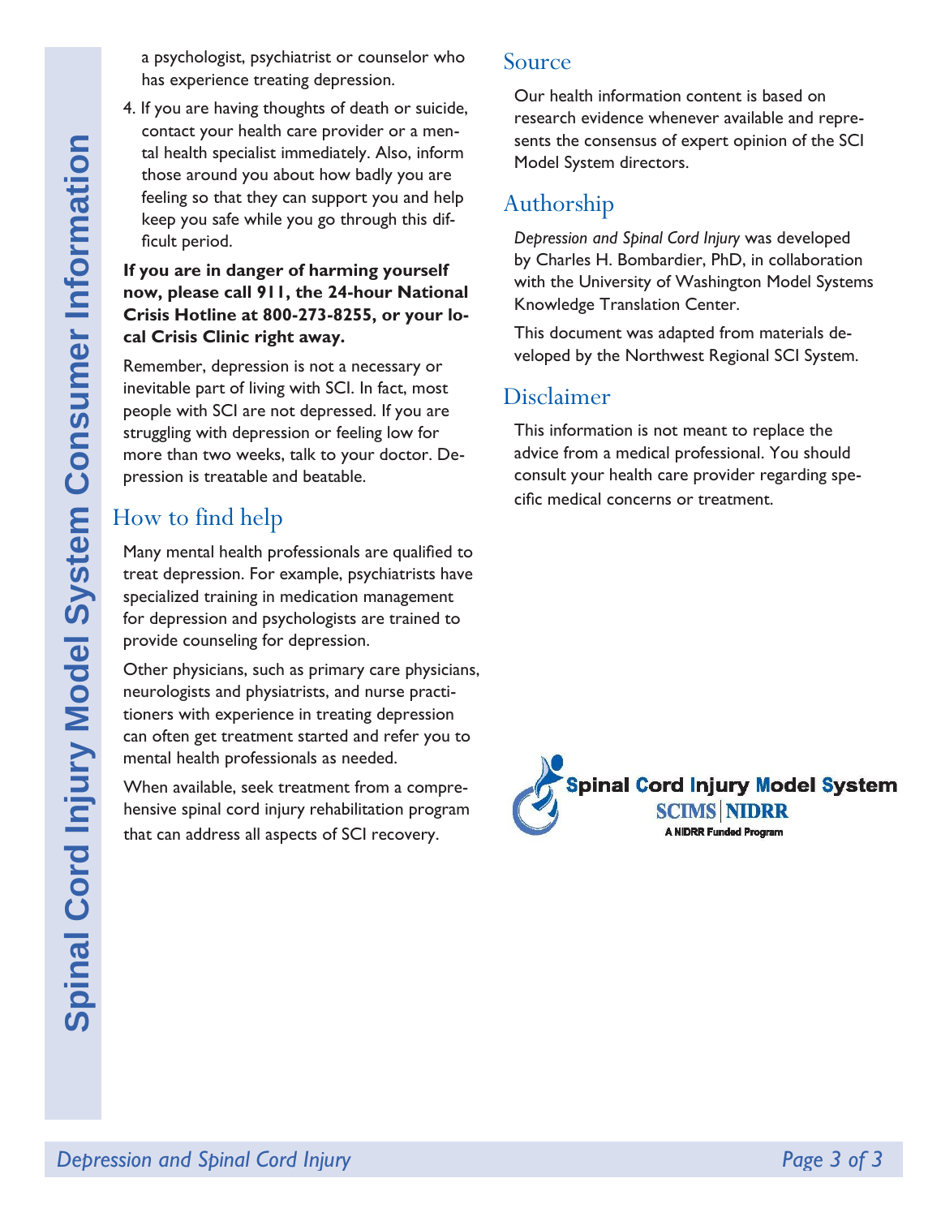a psychologist, psychiatrist or counselor who has experience treating depression.

4. If you are having thoughts of death or suicide, contact your health care provider or a mental health specialist immediately. Also, inform those around you about how badly you are feeling so that they can support you and help keep you safe while you go through this difficult period.

**If you are in danger of harming yourself now, please call 911, the 24-hour National Crisis Hotline at 800-273-8255, or your local Crisis Clinic right away.**

Remember, depression is not a necessary or inevitable part of living with SCI. In fact, most people with SCI are not depressed. If you are struggling with depression or feeling low for more than two weeks, talk to your doctor. Depression is treatable and beatable.

## How to find help

Many mental health professionals are qualified to treat depression. For example, psychiatrists have specialized training in medication management for depression and psychologists are trained to provide counseling for depression.

Other physicians, such as primary care physicians, neurologists and physiatrists, and nurse practitioners with experience in treating depression can often get treatment started and refer you to mental health professionals as needed.

When available, seek treatment from a comprehensive spinal cord injury rehabilitation program that can address all aspects of SCI recovery.

## Source

Our health information content is based on research evidence whenever available and represents the consensus of expert opinion of the SCI Model System directors.

## Authorship

*Depression and Spinal Cord Injury* was developed by Charles H. Bombardier, PhD, in collaboration with the University of Washington Model Systems Knowledge Translation Center.

This document was adapted from materials developed by the Northwest Regional SCI System.

## Disclaimer

This information is not meant to replace the advice from a medical professional. You should consult your health care provider regarding specific medical concerns or treatment.

Spinal Cord Injury Model System
SCIMS | NIDRR
A NIDRR Funded Program